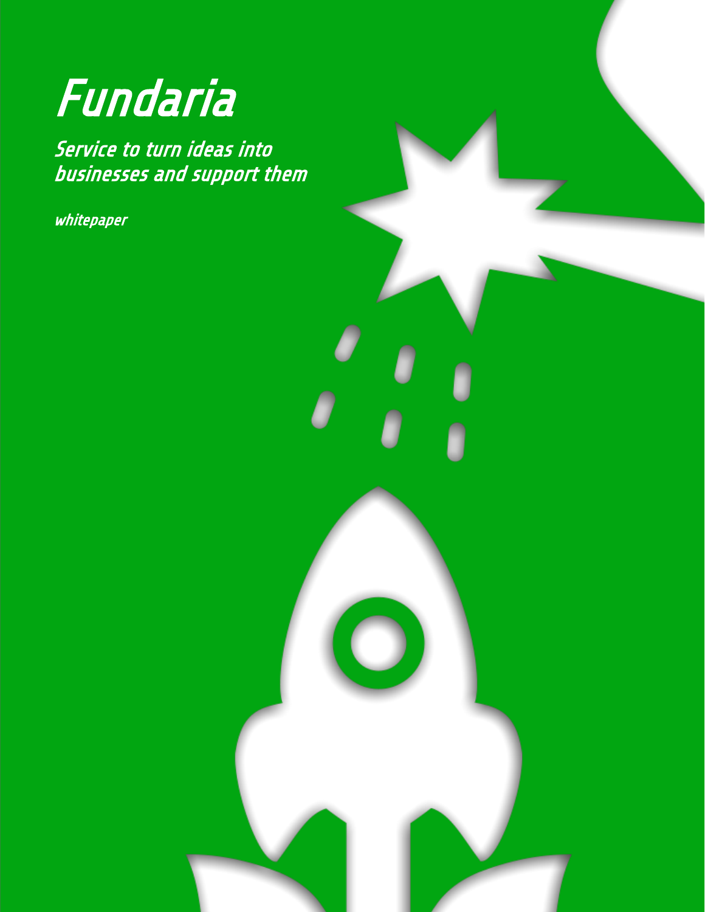# *Fundaria*

***Service to turn ideas into businesses and support them***

***whitepaper***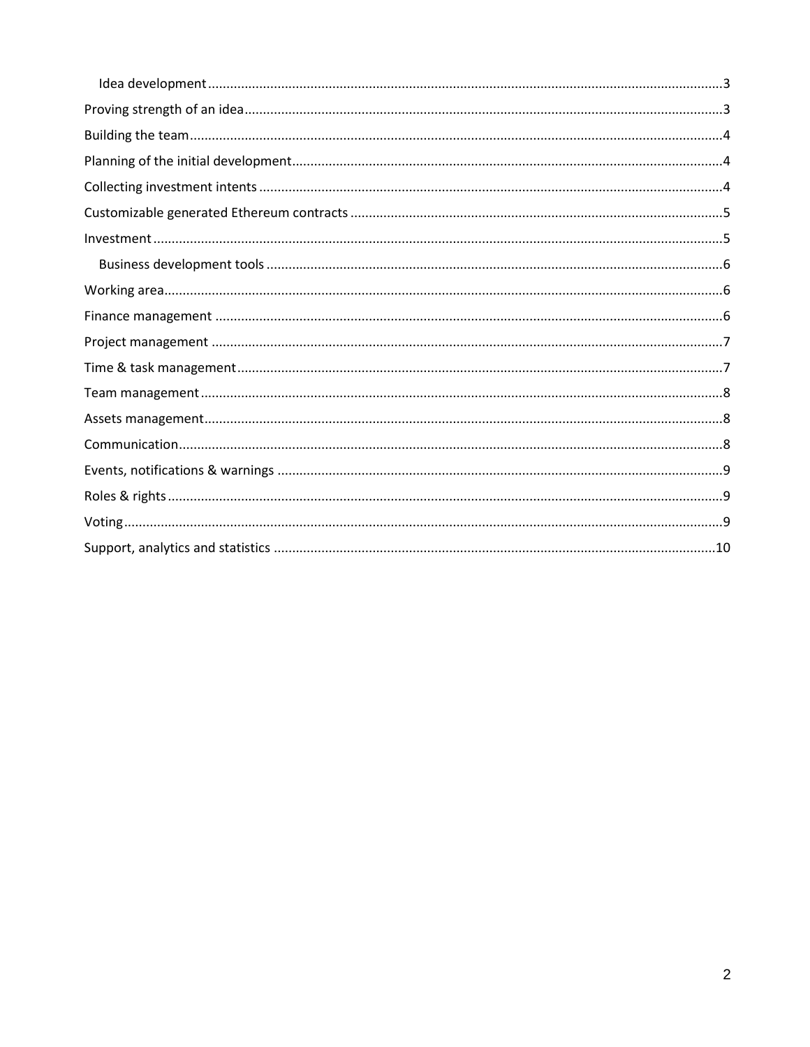Idea development ..... 3

Proving strength of an idea ..... 3

Building the team ..... 4

Planning of the initial development ..... 4

Collecting investment intents ..... 4

Customizable generated Ethereum contracts ..... 5

Investment ..... 5

Business development tools ..... 6

Working area ..... 6

Finance management ..... 6

Project management ..... 7

Time & task management ..... 7

Team management ..... 8

Assets management ..... 8

Communication ..... 8

Events, notifications & warnings ..... 9

Roles & rights ..... 9

Voting ..... 9

Support, analytics and statistics ..... 10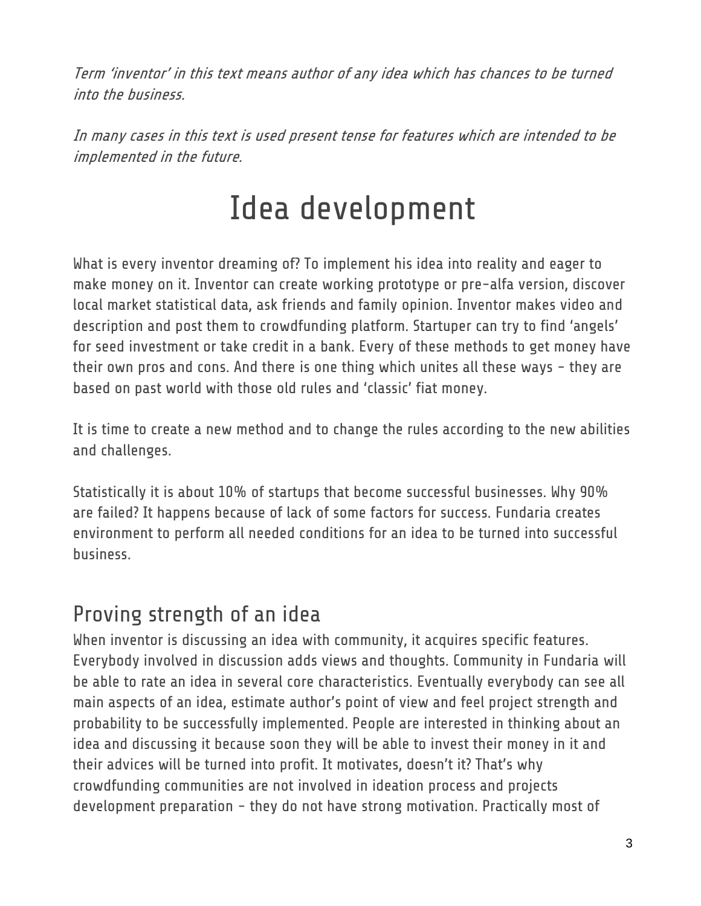*Term 'inventor' in this text means author of any idea which has chances to be turned into the business.*

*In many cases in this text is used present tense for features which are intended to be implemented in the future.*

# Idea development

What is every inventor dreaming of? To implement his idea into reality and eager to make money on it. Inventor can create working prototype or pre-alfa version, discover local market statistical data, ask friends and family opinion. Inventor makes video and description and post them to crowdfunding platform. Startuper can try to find 'angels' for seed investment or take credit in a bank. Every of these methods to get money have their own pros and cons. And there is one thing which unites all these ways – they are based on past world with those old rules and 'classic' fiat money.

It is time to create a new method and to change the rules according to the new abilities and challenges.

Statistically it is about 10% of startups that become successful businesses. Why 90% are failed? It happens because of lack of some factors for success. Fundaria creates environment to perform all needed conditions for an idea to be turned into successful business.

## Proving strength of an idea

When inventor is discussing an idea with community, it acquires specific features. Everybody involved in discussion adds views and thoughts. Community in Fundaria will be able to rate an idea in several core characteristics. Eventually everybody can see all main aspects of an idea, estimate author's point of view and feel project strength and probability to be successfully implemented. People are interested in thinking about an idea and discussing it because soon they will be able to invest their money in it and their advices will be turned into profit. It motivates, doesn't it? That's why crowdfunding communities are not involved in ideation process and projects development preparation – they do not have strong motivation. Practically most of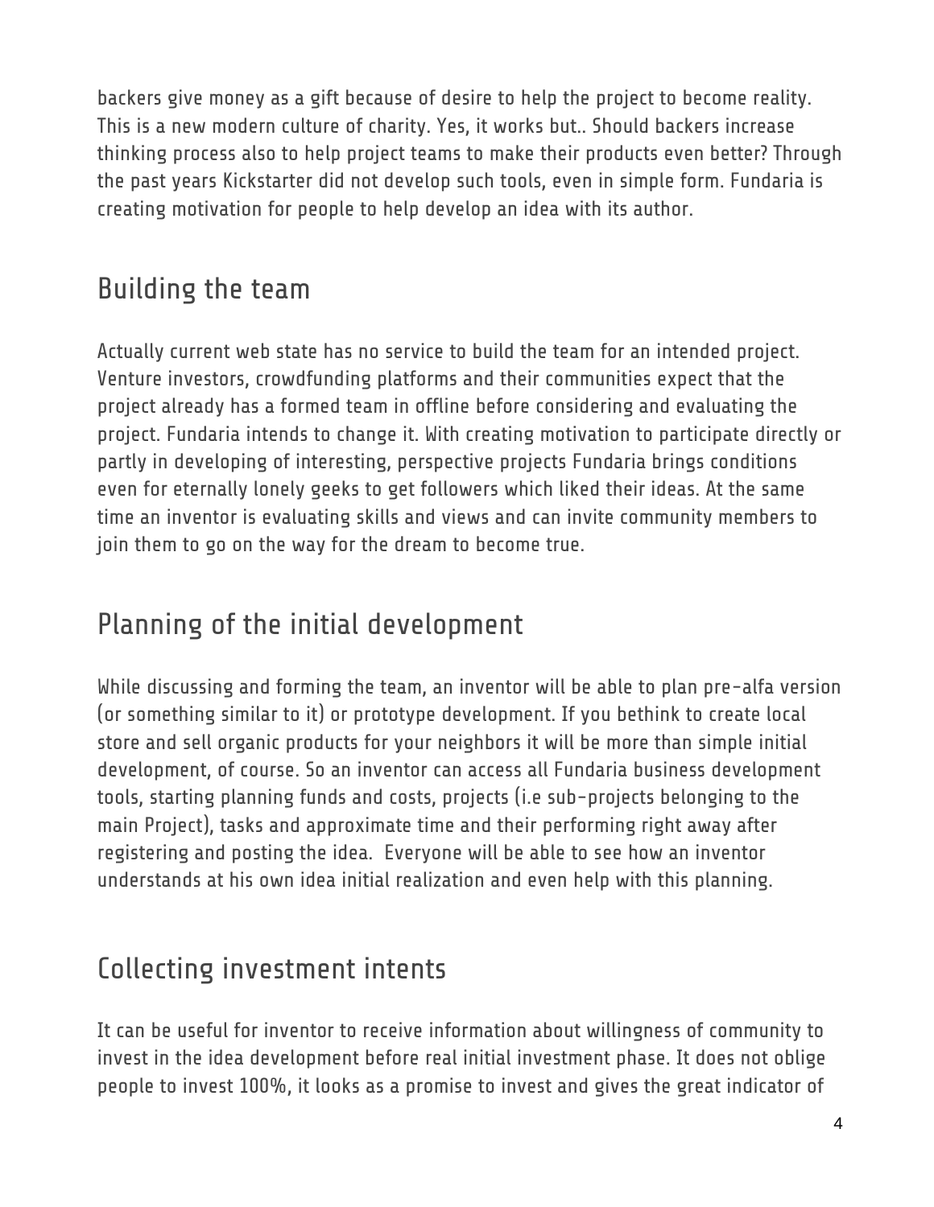backers give money as a gift because of desire to help the project to become reality. This is a new modern culture of charity. Yes, it works but.. Should backers increase thinking process also to help project teams to make their products even better? Through the past years Kickstarter did not develop such tools, even in simple form. Fundaria is creating motivation for people to help develop an idea with its author.

## Building the team

Actually current web state has no service to build the team for an intended project. Venture investors, crowdfunding platforms and their communities expect that the project already has a formed team in offline before considering and evaluating the project. Fundaria intends to change it. With creating motivation to participate directly or partly in developing of interesting, perspective projects Fundaria brings conditions even for eternally lonely geeks to get followers which liked their ideas. At the same time an inventor is evaluating skills and views and can invite community members to join them to go on the way for the dream to become true.

## Planning of the initial development

While discussing and forming the team, an inventor will be able to plan pre-alfa version (or something similar to it) or prototype development. If you bethink to create local store and sell organic products for your neighbors it will be more than simple initial development, of course. So an inventor can access all Fundaria business development tools, starting planning funds and costs, projects (i.e sub-projects belonging to the main Project), tasks and approximate time and their performing right away after registering and posting the idea.  Everyone will be able to see how an inventor understands at his own idea initial realization and even help with this planning.

## Collecting investment intents

It can be useful for inventor to receive information about willingness of community to invest in the idea development before real initial investment phase. It does not oblige people to invest 100%, it looks as a promise to invest and gives the great indicator of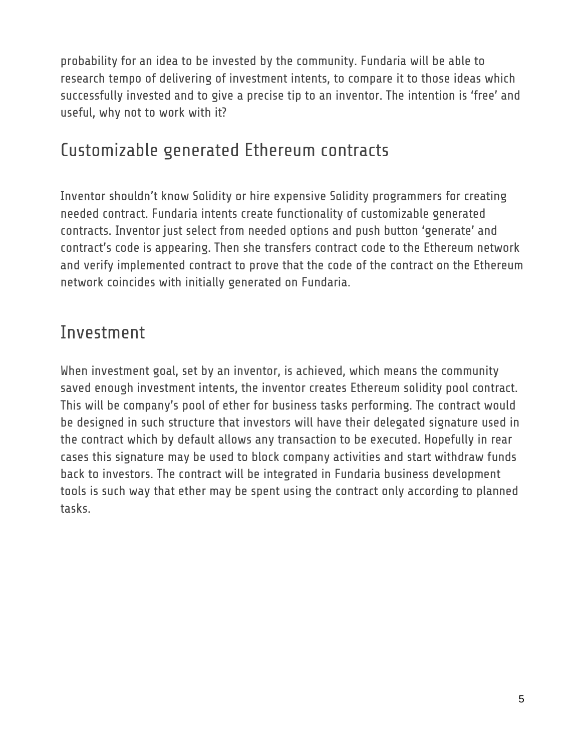probability for an idea to be invested by the community. Fundaria will be able to research tempo of delivering of investment intents, to compare it to those ideas which successfully invested and to give a precise tip to an inventor. The intention is 'free' and useful, why not to work with it?

## Customizable generated Ethereum contracts

Inventor shouldn't know Solidity or hire expensive Solidity programmers for creating needed contract. Fundaria intents create functionality of customizable generated contracts. Inventor just select from needed options and push button 'generate' and contract's code is appearing. Then she transfers contract code to the Ethereum network and verify implemented contract to prove that the code of the contract on the Ethereum network coincides with initially generated on Fundaria.

## Investment

When investment goal, set by an inventor, is achieved, which means the community saved enough investment intents, the inventor creates Ethereum solidity pool contract. This will be company's pool of ether for business tasks performing. The contract would be designed in such structure that investors will have their delegated signature used in the contract which by default allows any transaction to be executed. Hopefully in rear cases this signature may be used to block company activities and start withdraw funds back to investors. The contract will be integrated in Fundaria business development tools is such way that ether may be spent using the contract only according to planned tasks.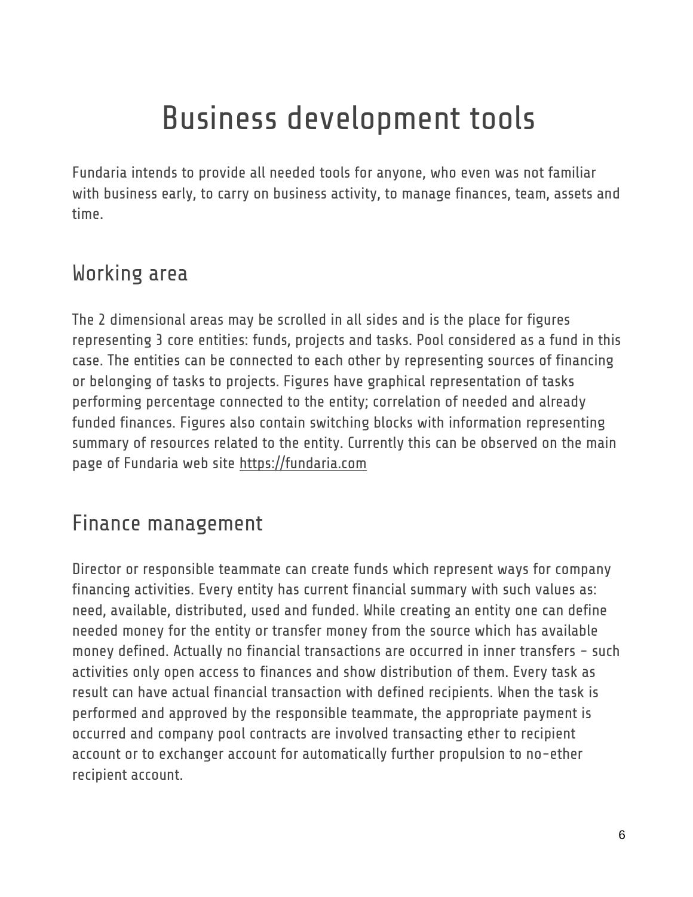# Business development tools

Fundaria intends to provide all needed tools for anyone, who even was not familiar with business early, to carry on business activity, to manage finances, team, assets and time.

## Working area

The 2 dimensional areas may be scrolled in all sides and is the place for figures representing 3 core entities: funds, projects and tasks. Pool considered as a fund in this case. The entities can be connected to each other by representing sources of financing or belonging of tasks to projects. Figures have graphical representation of tasks performing percentage connected to the entity; correlation of needed and already funded finances. Figures also contain switching blocks with information representing summary of resources related to the entity. Currently this can be observed on the main page of Fundaria web site https://fundaria.com

## Finance management

Director or responsible teammate can create funds which represent ways for company financing activities. Every entity has current financial summary with such values as: need, available, distributed, used and funded. While creating an entity one can define needed money for the entity or transfer money from the source which has available money defined. Actually no financial transactions are occurred in inner transfers - such activities only open access to finances and show distribution of them. Every task as result can have actual financial transaction with defined recipients. When the task is performed and approved by the responsible teammate, the appropriate payment is occurred and company pool contracts are involved transacting ether to recipient account or to exchanger account for automatically further propulsion to no-ether recipient account.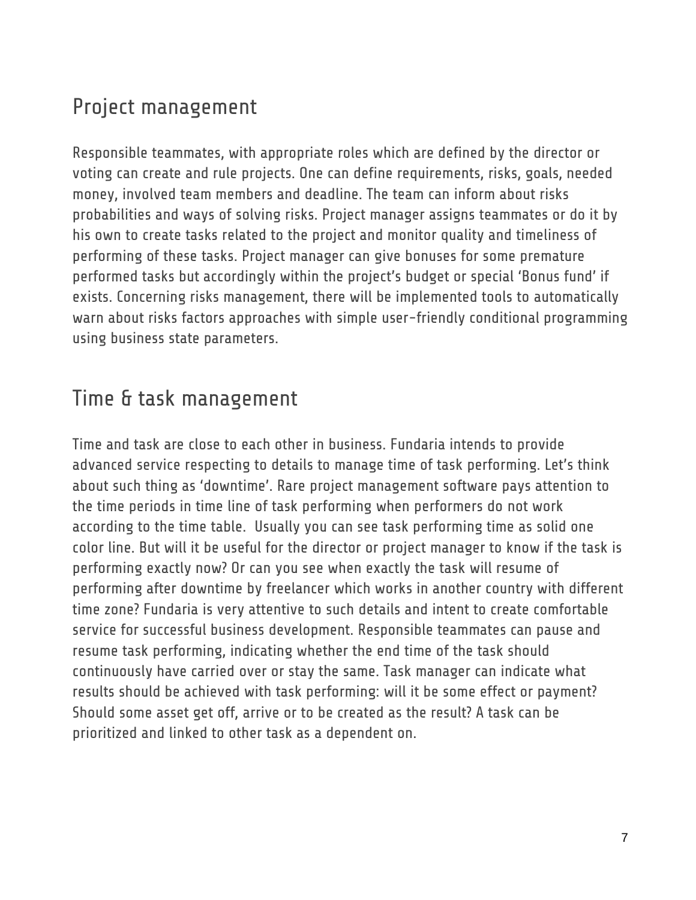## Project management

Responsible teammates, with appropriate roles which are defined by the director or voting can create and rule projects. One can define requirements, risks, goals, needed money, involved team members and deadline. The team can inform about risks probabilities and ways of solving risks. Project manager assigns teammates or do it by his own to create tasks related to the project and monitor quality and timeliness of performing of these tasks. Project manager can give bonuses for some premature performed tasks but accordingly within the project's budget or special 'Bonus fund' if exists. Concerning risks management, there will be implemented tools to automatically warn about risks factors approaches with simple user-friendly conditional programming using business state parameters.

## Time & task management

Time and task are close to each other in business. Fundaria intends to provide advanced service respecting to details to manage time of task performing. Let's think about such thing as 'downtime'. Rare project management software pays attention to the time periods in time line of task performing when performers do not work according to the time table. Usually you can see task performing time as solid one color line. But will it be useful for the director or project manager to know if the task is performing exactly now? Or can you see when exactly the task will resume of performing after downtime by freelancer which works in another country with different time zone? Fundaria is very attentive to such details and intent to create comfortable service for successful business development. Responsible teammates can pause and resume task performing, indicating whether the end time of the task should continuously have carried over or stay the same. Task manager can indicate what results should be achieved with task performing: will it be some effect or payment? Should some asset get off, arrive or to be created as the result? A task can be prioritized and linked to other task as a dependent on.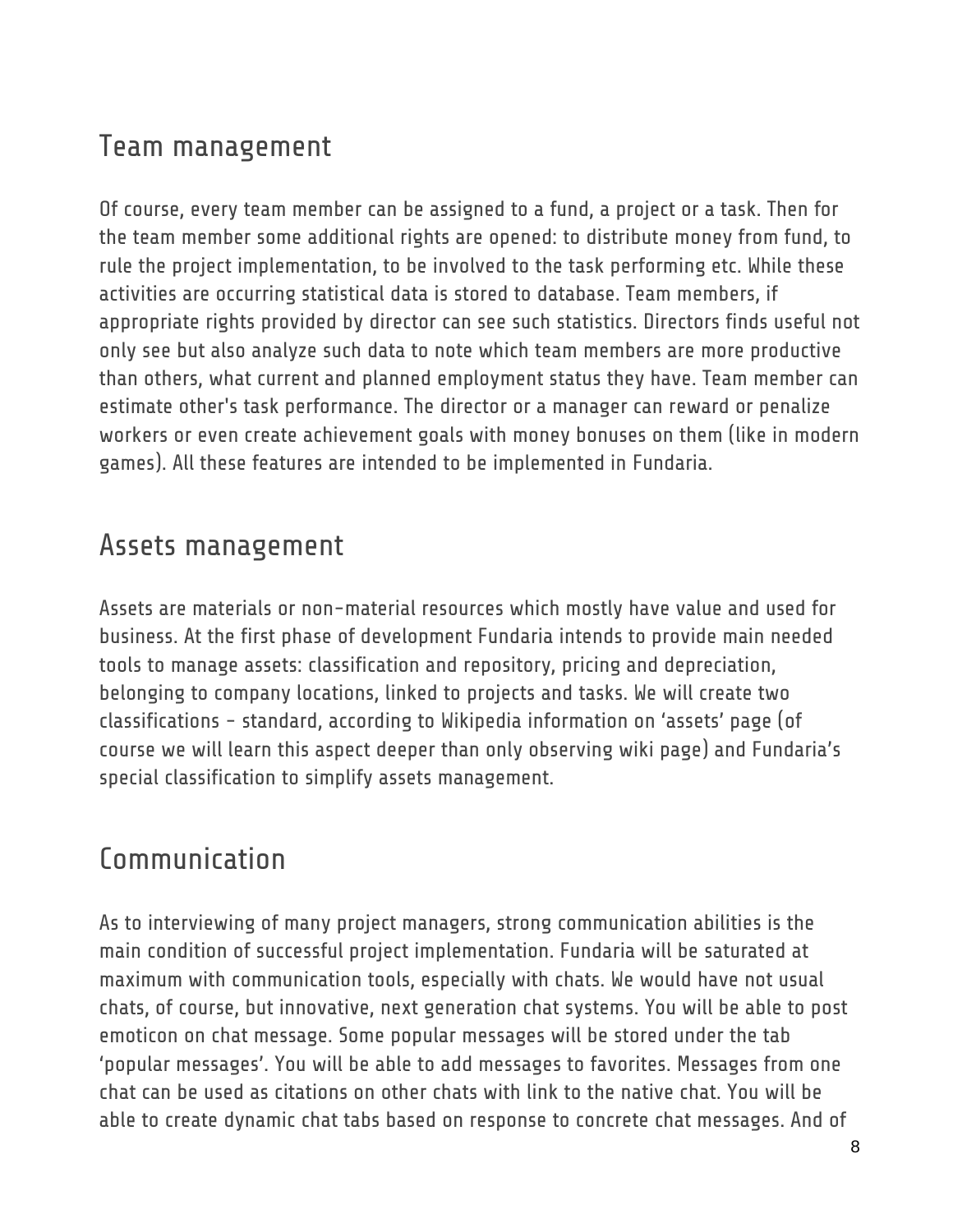## Team management

Of course, every team member can be assigned to a fund, a project or a task. Then for the team member some additional rights are opened: to distribute money from fund, to rule the project implementation, to be involved to the task performing etc. While these activities are occurring statistical data is stored to database. Team members, if appropriate rights provided by director can see such statistics. Directors finds useful not only see but also analyze such data to note which team members are more productive than others, what current and planned employment status they have. Team member can estimate other's task performance. The director or a manager can reward or penalize workers or even create achievement goals with money bonuses on them (like in modern games). All these features are intended to be implemented in Fundaria.

## Assets management

Assets are materials or non-material resources which mostly have value and used for business. At the first phase of development Fundaria intends to provide main needed tools to manage assets: classification and repository, pricing and depreciation, belonging to company locations, linked to projects and tasks. We will create two classifications - standard, according to Wikipedia information on 'assets' page (of course we will learn this aspect deeper than only observing wiki page) and Fundaria's special classification to simplify assets management.

## Communication

As to interviewing of many project managers, strong communication abilities is the main condition of successful project implementation. Fundaria will be saturated at maximum with communication tools, especially with chats. We would have not usual chats, of course, but innovative, next generation chat systems. You will be able to post emoticon on chat message. Some popular messages will be stored under the tab 'popular messages'. You will be able to add messages to favorites. Messages from one chat can be used as citations on other chats with link to the native chat. You will be able to create dynamic chat tabs based on response to concrete chat messages. And of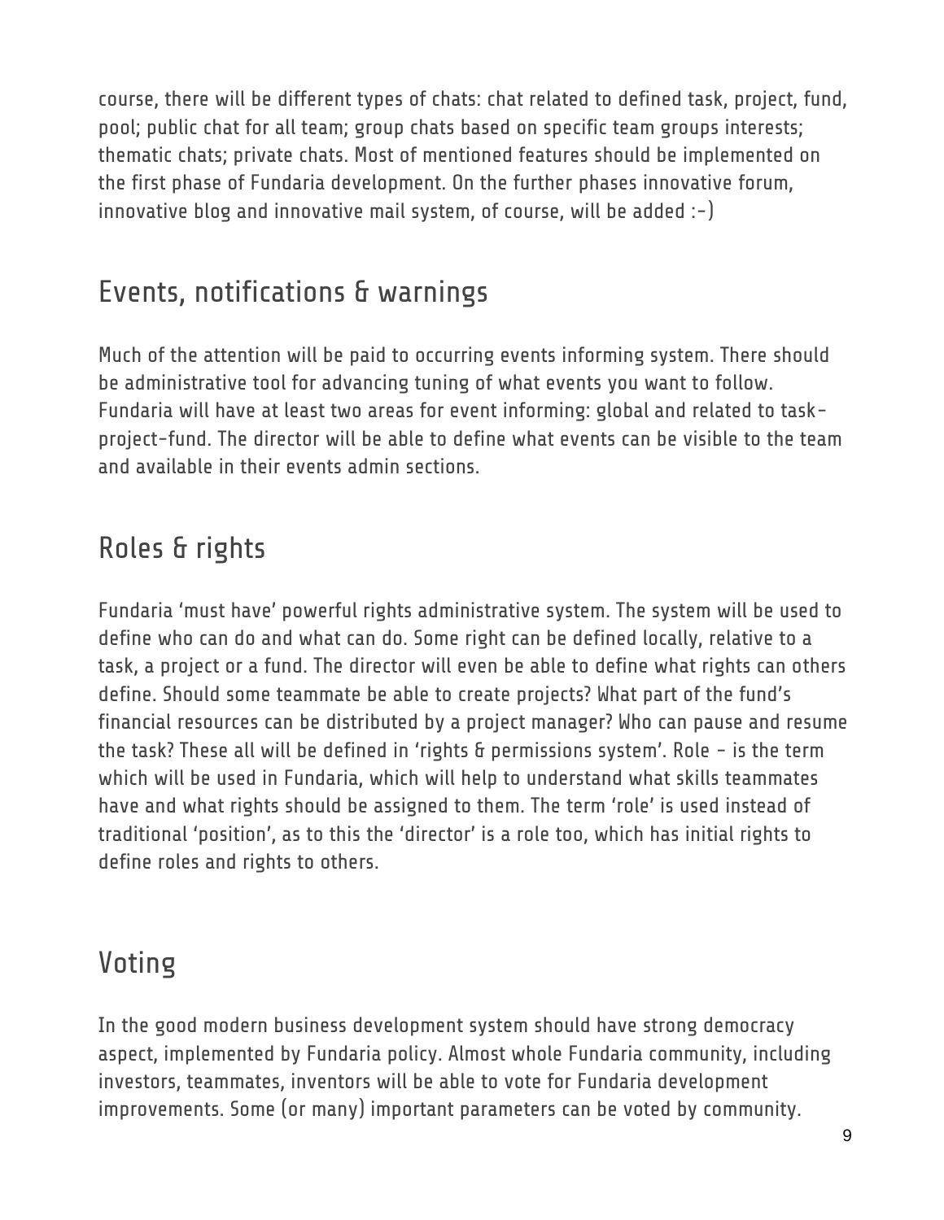course, there will be different types of chats: chat related to defined task, project, fund, pool; public chat for all team; group chats based on specific team groups interests; thematic chats; private chats. Most of mentioned features should be implemented on the first phase of Fundaria development. On the further phases innovative forum, innovative blog and innovative mail system, of course, will be added :-)

## Events, notifications & warnings

Much of the attention will be paid to occurring events informing system. There should be administrative tool for advancing tuning of what events you want to follow. Fundaria will have at least two areas for event informing: global and related to task-project-fund. The director will be able to define what events can be visible to the team and available in their events admin sections.

## Roles & rights

Fundaria 'must have' powerful rights administrative system. The system will be used to define who can do and what can do. Some right can be defined locally, relative to a task, a project or a fund. The director will even be able to define what rights can others define. Should some teammate be able to create projects? What part of the fund's financial resources can be distributed by a project manager? Who can pause and resume the task? These all will be defined in 'rights & permissions system'. Role - is the term which will be used in Fundaria, which will help to understand what skills teammates have and what rights should be assigned to them. The term 'role' is used instead of traditional 'position', as to this the 'director' is a role too, which has initial rights to define roles and rights to others.

## Voting

In the good modern business development system should have strong democracy aspect, implemented by Fundaria policy. Almost whole Fundaria community, including investors, teammates, inventors will be able to vote for Fundaria development improvements. Some (or many) important parameters can be voted by community.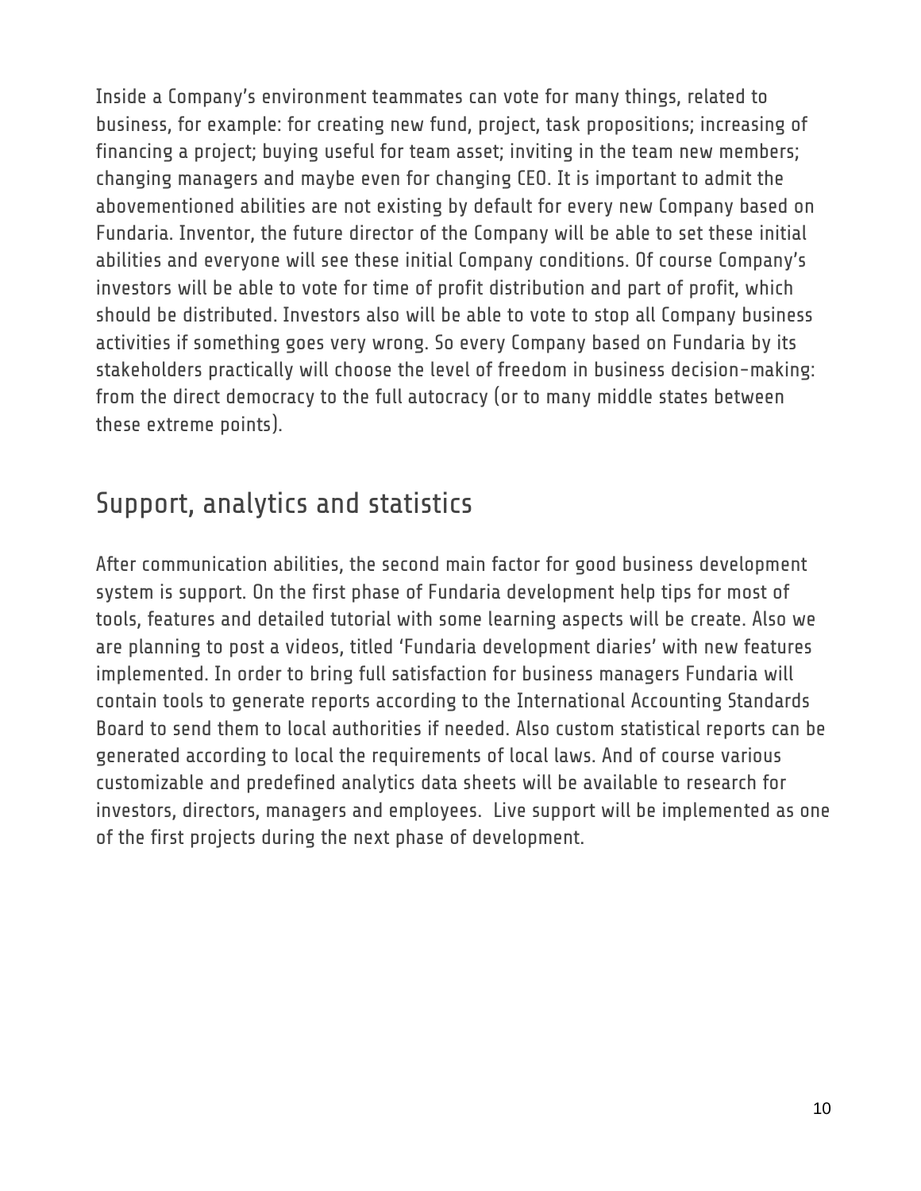Inside a Company's environment teammates can vote for many things, related to business, for example: for creating new fund, project, task propositions; increasing of financing a project; buying useful for team asset; inviting in the team new members; changing managers and maybe even for changing CEO. It is important to admit the abovementioned abilities are not existing by default for every new Company based on Fundaria. Inventor, the future director of the Company will be able to set these initial abilities and everyone will see these initial Company conditions. Of course Company's investors will be able to vote for time of profit distribution and part of profit, which should be distributed. Investors also will be able to vote to stop all Company business activities if something goes very wrong. So every Company based on Fundaria by its stakeholders practically will choose the level of freedom in business decision-making: from the direct democracy to the full autocracy (or to many middle states between these extreme points).

## Support, analytics and statistics

After communication abilities, the second main factor for good business development system is support. On the first phase of Fundaria development help tips for most of tools, features and detailed tutorial with some learning aspects will be create. Also we are planning to post a videos, titled 'Fundaria development diaries' with new features implemented. In order to bring full satisfaction for business managers Fundaria will contain tools to generate reports according to the International Accounting Standards Board to send them to local authorities if needed. Also custom statistical reports can be generated according to local the requirements of local laws. And of course various customizable and predefined analytics data sheets will be available to research for investors, directors, managers and employees.  Live support will be implemented as one of the first projects during the next phase of development.